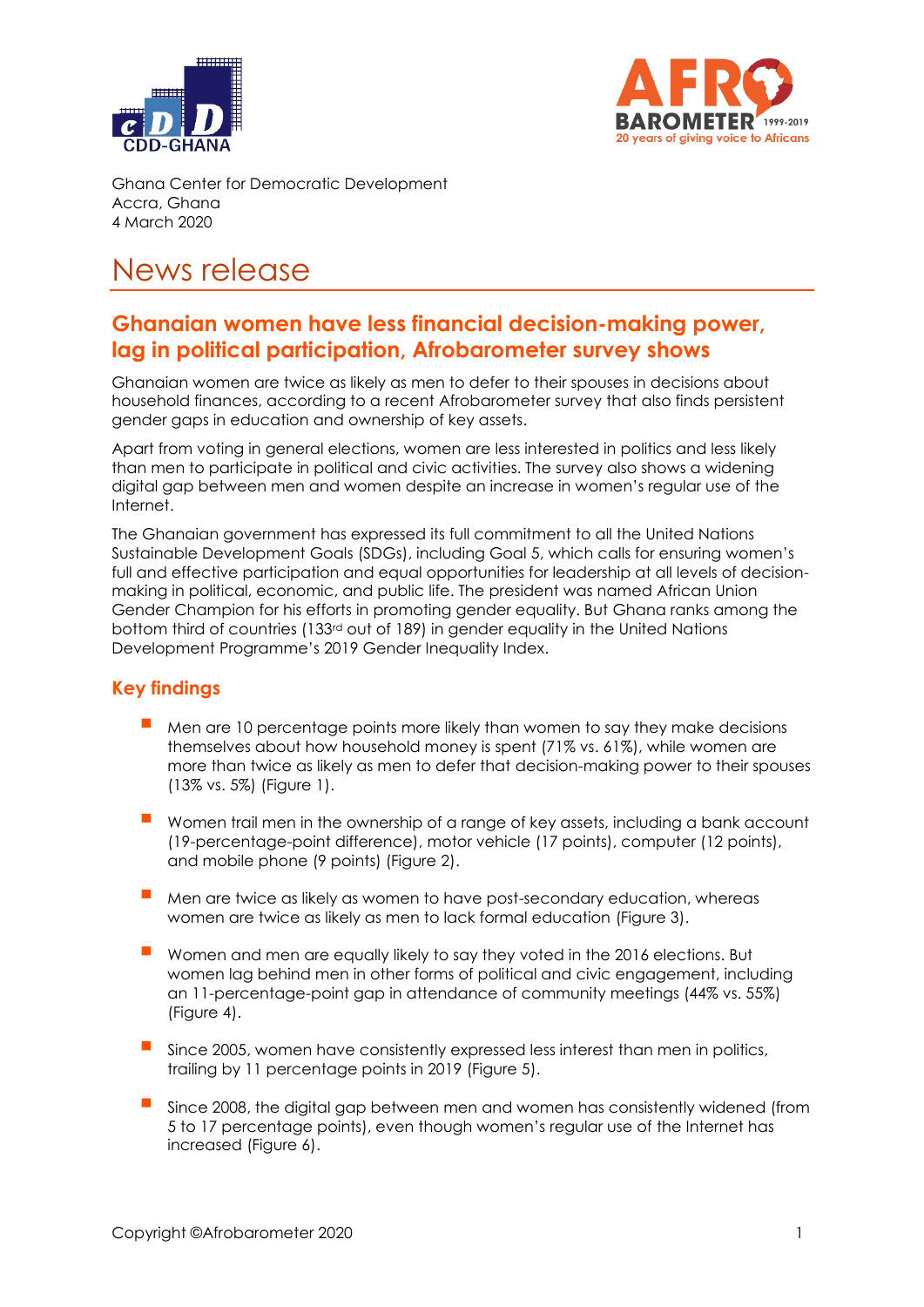Ghana Center for Democratic Development
Accra, Ghana
4 March 2020

# News release

## Ghanaian women have less financial decision-making power, lag in political participation, Afrobarometer survey shows

Ghanaian women are twice as likely as men to defer to their spouses in decisions about household finances, according to a recent Afrobarometer survey that also finds persistent gender gaps in education and ownership of key assets.

Apart from voting in general elections, women are less interested in politics and less likely than men to participate in political and civic activities. The survey also shows a widening digital gap between men and women despite an increase in women's regular use of the Internet.

The Ghanaian government has expressed its full commitment to all the United Nations Sustainable Development Goals (SDGs), including Goal 5, which calls for ensuring women's full and effective participation and equal opportunities for leadership at all levels of decision-making in political, economic, and public life. The president was named African Union Gender Champion for his efforts in promoting gender equality. But Ghana ranks among the bottom third of countries (133rd out of 189) in gender equality in the United Nations Development Programme's 2019 Gender Inequality Index.

### Key findings

- Men are 10 percentage points more likely than women to say they make decisions themselves about how household money is spent (71% vs. 61%), while women are more than twice as likely as men to defer that decision-making power to their spouses (13% vs. 5%) (Figure 1).
- Women trail men in the ownership of a range of key assets, including a bank account (19-percentage-point difference), motor vehicle (17 points), computer (12 points), and mobile phone (9 points) (Figure 2).
- Men are twice as likely as women to have post-secondary education, whereas women are twice as likely as men to lack formal education (Figure 3).
- Women and men are equally likely to say they voted in the 2016 elections. But women lag behind men in other forms of political and civic engagement, including an 11-percentage-point gap in attendance of community meetings (44% vs. 55%) (Figure 4).
- Since 2005, women have consistently expressed less interest than men in politics, trailing by 11 percentage points in 2019 (Figure 5).
- Since 2008, the digital gap between men and women has consistently widened (from 5 to 17 percentage points), even though women's regular use of the Internet has increased (Figure 6).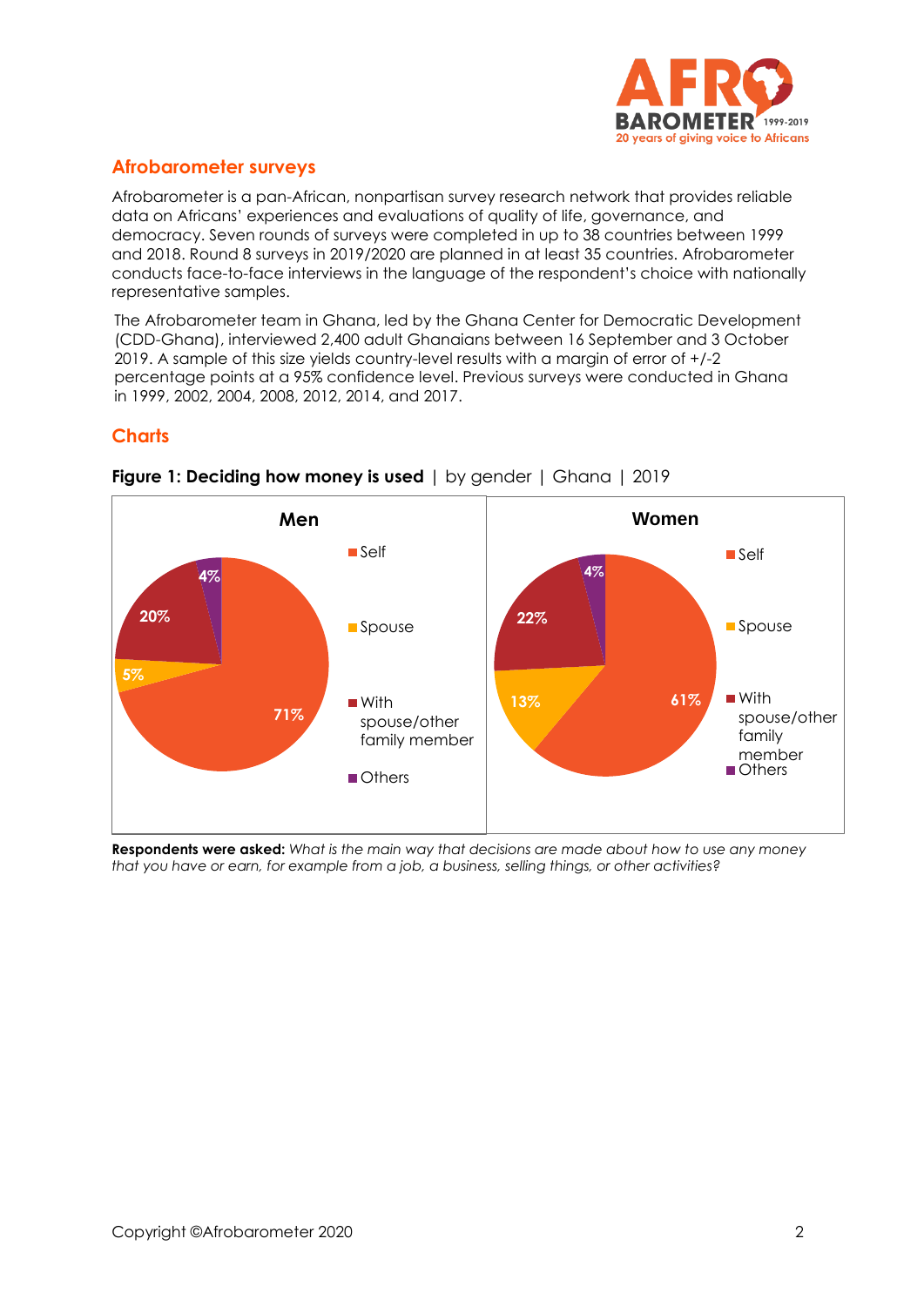## Afrobarometer surveys

Afrobarometer is a pan-African, nonpartisan survey research network that provides reliable data on Africans' experiences and evaluations of quality of life, governance, and democracy. Seven rounds of surveys were completed in up to 38 countries between 1999 and 2018. Round 8 surveys in 2019/2020 are planned in at least 35 countries. Afrobarometer conducts face-to-face interviews in the language of the respondent's choice with nationally representative samples.

The Afrobarometer team in Ghana, led by the Ghana Center for Democratic Development (CDD-Ghana), interviewed 2,400 adult Ghanaians between 16 September and 3 October 2019. A sample of this size yields country-level results with a margin of error of +/-2 percentage points at a 95% confidence level. Previous surveys were conducted in Ghana in 1999, 2002, 2004, 2008, 2012, 2014, and 2017.

## Charts

**Figure 1: Deciding how money is used** | by gender | Ghana | 2019

| | Men | Women |
|---|---|---|
| Self | 71% | 61% |
| Spouse | 5% | 13% |
| With spouse/other family member | 20% | 22% |
| Others | 4% | 4% |

**Respondents were asked:** *What is the main way that decisions are made about how to use any money that you have or earn, for example from a job, a business, selling things, or other activities?*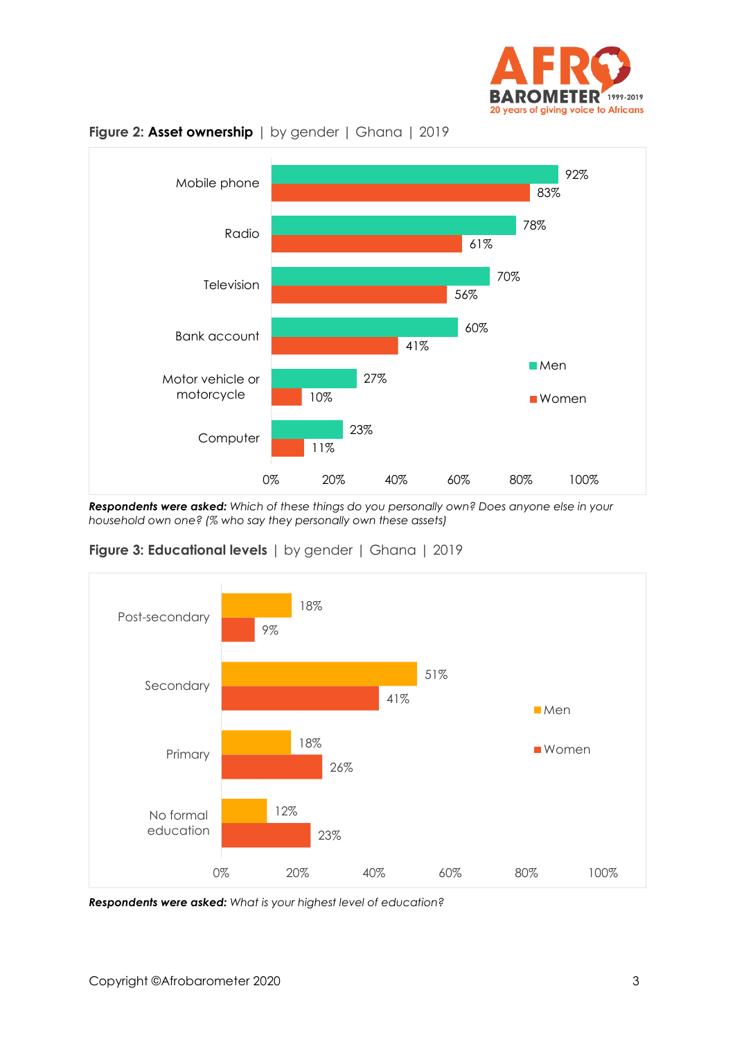**Figure 2: Asset ownership** | by gender | Ghana | 2019

| | Men | Women |
|---|---|---|
| Mobile phone | 92% | 83% |
| Radio | 78% | 61% |
| Television | 70% | 56% |
| Bank account | 60% | 41% |
| Motor vehicle or motorcycle | 27% | 10% |
| Computer | 23% | 11% |

***Respondents were asked:*** *Which of these things do you personally own? Does anyone else in your household own one? (% who say they personally own these assets)*

**Figure 3: Educational levels** | by gender | Ghana | 2019

| | Men | Women |
|---|---|---|
| Post-secondary | 18% | 9% |
| Secondary | 51% | 41% |
| Primary | 18% | 26% |
| No formal education | 12% | 23% |

***Respondents were asked:*** *What is your highest level of education?*

Copyright ©Afrobarometer 2020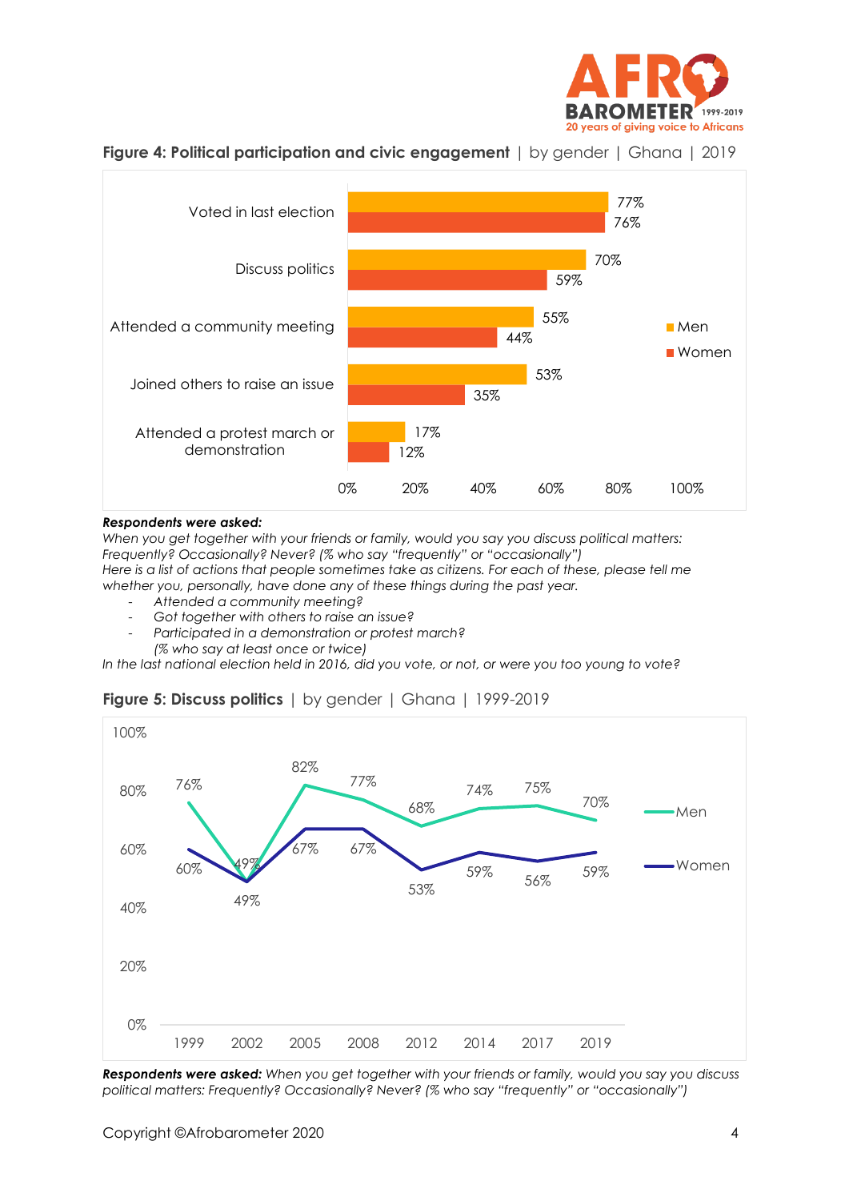**Figure 4: Political participation and civic engagement** | by gender | Ghana | 2019

| | Men | Women |
|---|---|---|
| Voted in last election | 77% | 76% |
| Discuss politics | 70% | 59% |
| Attended a community meeting | 55% | 44% |
| Joined others to raise an issue | 53% | 35% |
| Attended a protest march or demonstration | 17% | 12% |

***Respondents were asked:***
*When you get together with your friends or family, would you say you discuss political matters: Frequently? Occasionally? Never? (% who say "frequently" or "occasionally")*
*Here is a list of actions that people sometimes take as citizens. For each of these, please tell me whether you, personally, have done any of these things during the past year.*

- *Attended a community meeting?*
- *Got together with others to raise an issue?*
- *Participated in a demonstration or protest march?*

*(% who say at least once or twice)*
*In the last national election held in 2016, did you vote, or not, or were you too young to vote?*

**Figure 5: Discuss politics** | by gender | Ghana | 1999-2019

| | 1999 | 2002 | 2005 | 2008 | 2012 | 2014 | 2017 | 2019 |
|---|---|---|---|---|---|---|---|---|
| Men | 76% | 49% | 82% | 77% | 68% | 74% | 75% | 70% |
| Women | 60% | 49% | 67% | 67% | 53% | 59% | 56% | 59% |

***Respondents were asked:*** *When you get together with your friends or family, would you say you discuss political matters: Frequently? Occasionally? Never? (% who say "frequently" or "occasionally")*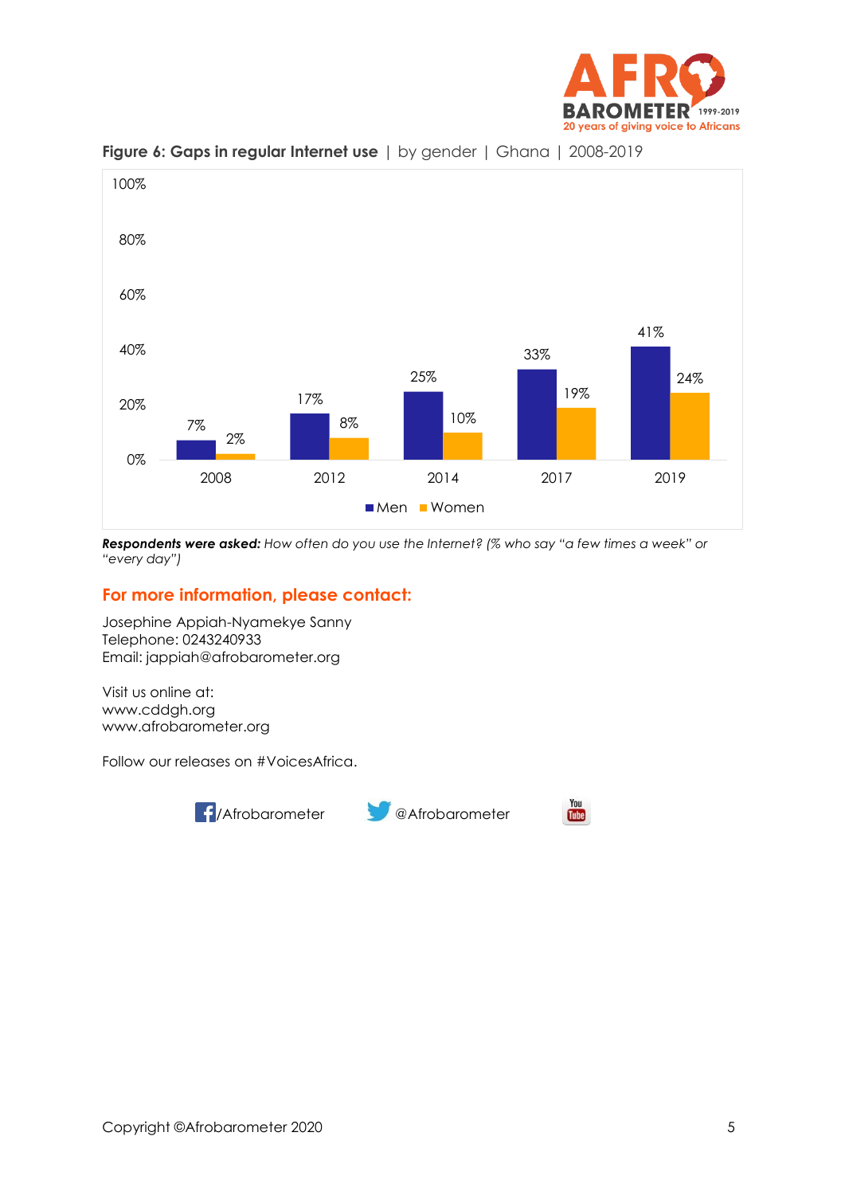**Figure 6: Gaps in regular Internet use** | by gender | Ghana | 2008-2019

100%
80%
60%
40%
20%
0%

2008: 7% 2%
2012: 17% 8%
2014: 25% 10%
2017: 33% 19%
2019: 41% 24%

Men Women

***Respondents were asked:*** *How often do you use the Internet? (% who say "a few times a week" or "every day")*

## For more information, please contact:

Josephine Appiah-Nyamekye Sanny
Telephone: 0243240933
Email: jappiah@afrobarometer.org

Visit us online at:
www.cddgh.org
www.afrobarometer.org

Follow our releases on #VoicesAfrica.

/Afrobarometer @Afrobarometer

Copyright ©Afrobarometer 2020